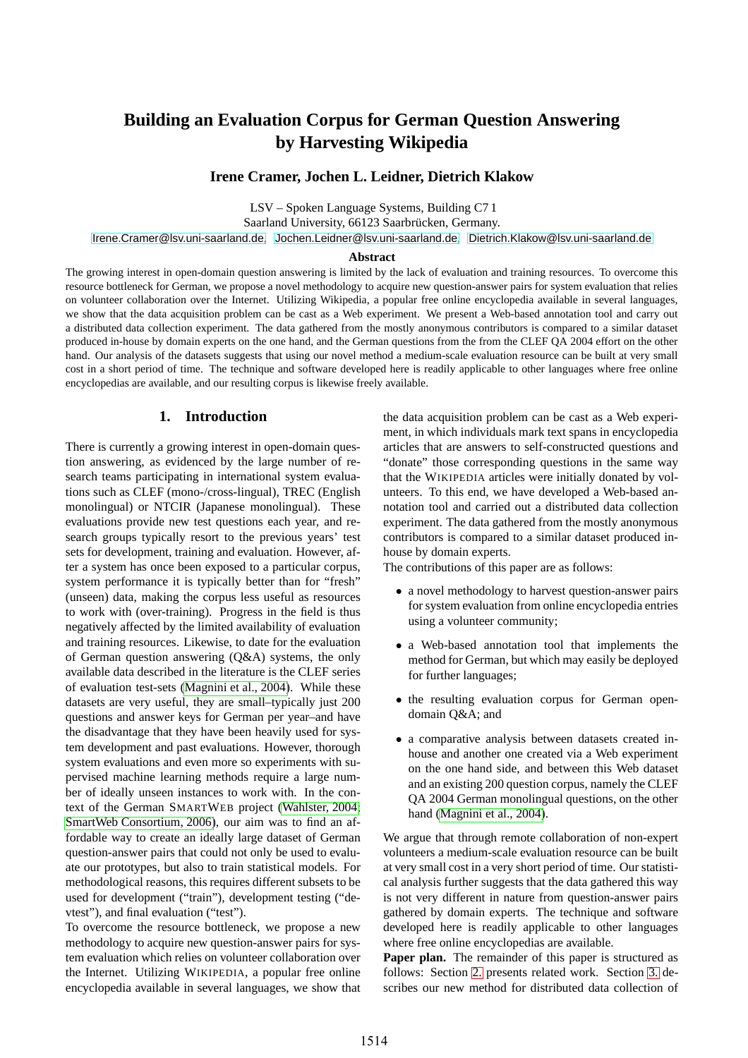# Building an Evaluation Corpus for German Question Answering by Harvesting Wikipedia

**Irene Cramer, Jochen L. Leidner, Dietrich Klakow**

LSV – Spoken Language Systems, Building C7 1
Saarland University, 66123 Saarbrücken, Germany.
Irene.Cramer@lsv.uni-saarland.de, Jochen.Leidner@lsv.uni-saarland.de, Dietrich.Klakow@lsv.uni-saarland.de

**Abstract**

The growing interest in open-domain question answering is limited by the lack of evaluation and training resources. To overcome this resource bottleneck for German, we propose a novel methodology to acquire new question-answer pairs for system evaluation that relies on volunteer collaboration over the Internet. Utilizing Wikipedia, a popular free online encyclopedia available in several languages, we show that the data acquisition problem can be cast as a Web experiment. We present a Web-based annotation tool and carry out a distributed data collection experiment. The data gathered from the mostly anonymous contributors is compared to a similar dataset produced in-house by domain experts on the one hand, and the German questions from the from the CLEF QA 2004 effort on the other hand. Our analysis of the datasets suggests that using our novel method a medium-scale evaluation resource can be built at very small cost in a short period of time. The technique and software developed here is readily applicable to other languages where free online encyclopedias are available, and our resulting corpus is likewise freely available.

## 1. Introduction

There is currently a growing interest in open-domain question answering, as evidenced by the large number of research teams participating in international system evaluations such as CLEF (mono-/cross-lingual), TREC (English monolingual) or NTCIR (Japanese monolingual). These evaluations provide new test questions each year, and research groups typically resort to the previous years' test sets for development, training and evaluation. However, after a system has once been exposed to a particular corpus, system performance it is typically better than for "fresh" (unseen) data, making the corpus less useful as resources to work with (over-training). Progress in the field is thus negatively affected by the limited availability of evaluation and training resources. Likewise, to date for the evaluation of German question answering (Q&A) systems, the only available data described in the literature is the CLEF series of evaluation test-sets (Magnini et al., 2004). While these datasets are very useful, they are small–typically just 200 questions and answer keys for German per year–and have the disadvantage that they have been heavily used for system development and past evaluations. However, thorough system evaluations and even more so experiments with supervised machine learning methods require a large number of ideally unseen instances to work with. In the context of the German SMARTWEB project (Wahlster, 2004; SmartWeb Consortium, 2006), our aim was to find an affordable way to create an ideally large dataset of German question-answer pairs that could not only be used to evaluate our prototypes, but also to train statistical models. For methodological reasons, this requires different subsets to be used for development ("train"), development testing ("devtest"), and final evaluation ("test").

To overcome the resource bottleneck, we propose a new methodology to acquire new question-answer pairs for system evaluation which relies on volunteer collaboration over the Internet. Utilizing WIKIPEDIA, a popular free online encyclopedia available in several languages, we show that the data acquisition problem can be cast as a Web experiment, in which individuals mark text spans in encyclopedia articles that are answers to self-constructed questions and "donate" those corresponding questions in the same way that the WIKIPEDIA articles were initially donated by volunteers. To this end, we have developed a Web-based annotation tool and carried out a distributed data collection experiment. The data gathered from the mostly anonymous contributors is compared to a similar dataset produced in-house by domain experts.

The contributions of this paper are as follows:

- a novel methodology to harvest question-answer pairs for system evaluation from online encyclopedia entries using a volunteer community;
- a Web-based annotation tool that implements the method for German, but which may easily be deployed for further languages;
- the resulting evaluation corpus for German open-domain Q&A; and
- a comparative analysis between datasets created in-house and another one created via a Web experiment on the one hand side, and between this Web dataset and an existing 200 question corpus, namely the CLEF QA 2004 German monolingual questions, on the other hand (Magnini et al., 2004).

We argue that through remote collaboration of non-expert volunteers a medium-scale evaluation resource can be built at very small cost in a very short period of time. Our statistical analysis further suggests that the data gathered this way is not very different in nature from question-answer pairs gathered by domain experts. The technique and software developed here is readily applicable to other languages where free online encyclopedias are available.

**Paper plan.** The remainder of this paper is structured as follows: Section 2. presents related work. Section 3. describes our new method for distributed data collection of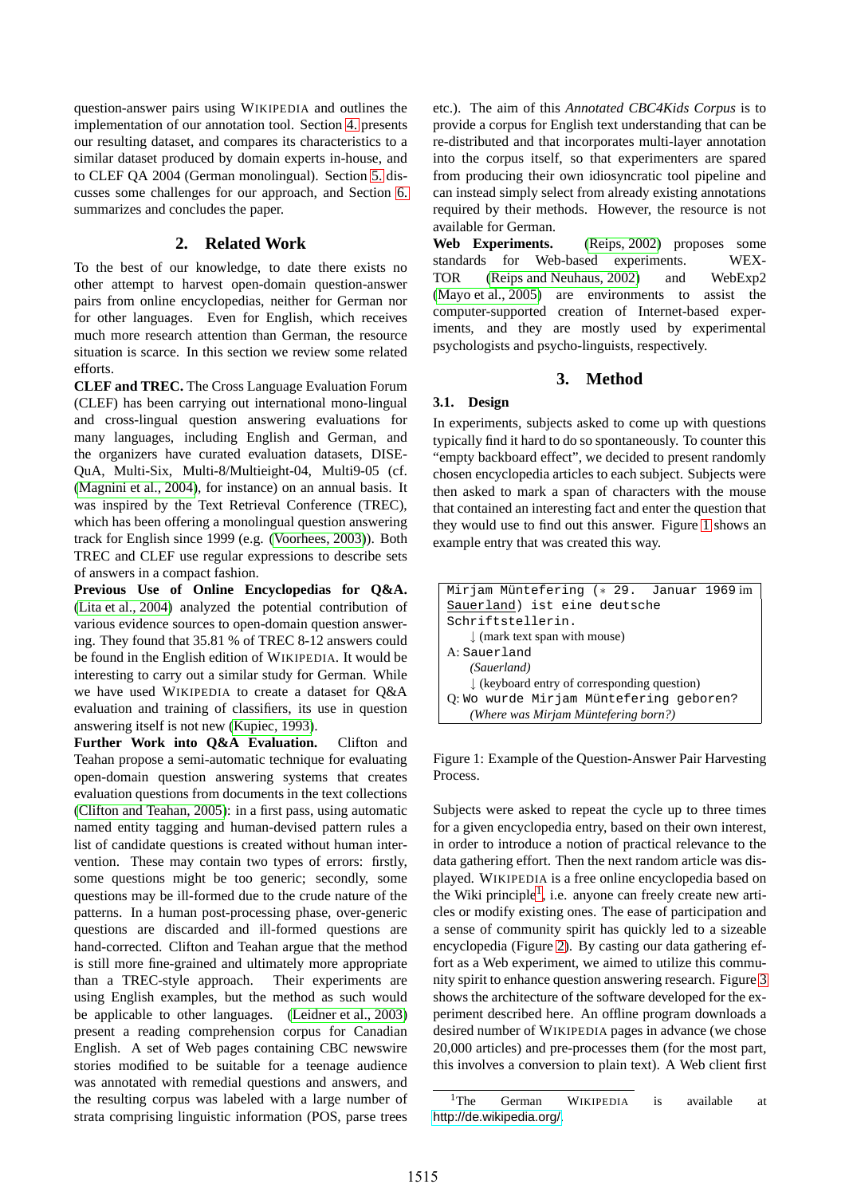question-answer pairs using WIKIPEDIA and outlines the implementation of our annotation tool. Section 4. presents our resulting dataset, and compares its characteristics to a similar dataset produced by domain experts in-house, and to CLEF QA 2004 (German monolingual). Section 5. discusses some challenges for our approach, and Section 6. summarizes and concludes the paper.

## 2. Related Work

To the best of our knowledge, to date there exists no other attempt to harvest open-domain question-answer pairs from online encyclopedias, neither for German nor for other languages. Even for English, which receives much more research attention than German, the resource situation is scarce. In this section we review some related efforts.

**CLEF and TREC.** The Cross Language Evaluation Forum (CLEF) has been carrying out international mono-lingual and cross-lingual question answering evaluations for many languages, including English and German, and the organizers have curated evaluation datasets, DISEQuA, Multi-Six, Multi-8/Multieight-04, Multi9-05 (cf. (Magnini et al., 2004), for instance) on an annual basis. It was inspired by the Text Retrieval Conference (TREC), which has been offering a monolingual question answering track for English since 1999 (e.g. (Voorhees, 2003)). Both TREC and CLEF use regular expressions to describe sets of answers in a compact fashion.

**Previous Use of Online Encyclopedias for Q&A.** (Lita et al., 2004) analyzed the potential contribution of various evidence sources to open-domain question answering. They found that 35.81 % of TREC 8-12 answers could be found in the English edition of WIKIPEDIA. It would be interesting to carry out a similar study for German. While we have used WIKIPEDIA to create a dataset for Q&A evaluation and training of classifiers, its use in question answering itself is not new (Kupiec, 1993).

**Further Work into Q&A Evaluation.** Clifton and Teahan propose a semi-automatic technique for evaluating open-domain question answering systems that creates evaluation questions from documents in the text collections (Clifton and Teahan, 2005): in a first pass, using automatic named entity tagging and human-devised pattern rules a list of candidate questions is created without human intervention. These may contain two types of errors: firstly, some questions might be too generic; secondly, some questions may be ill-formed due to the crude nature of the patterns. In a human post-processing phase, over-generic questions are discarded and ill-formed questions are hand-corrected. Clifton and Teahan argue that the method is still more fine-grained and ultimately more appropriate than a TREC-style approach. Their experiments are using English examples, but the method as such would be applicable to other languages. (Leidner et al., 2003) present a reading comprehension corpus for Canadian English. A set of Web pages containing CBC newswire stories modified to be suitable for a teenage audience was annotated with remedial questions and answers, and the resulting corpus was labeled with a large number of strata comprising linguistic information (POS, parse trees etc.). The aim of this *Annotated CBC4Kids Corpus* is to provide a corpus for English text understanding that can be re-distributed and that incorporates multi-layer annotation into the corpus itself, so that experimenters are spared from producing their own idiosyncratic tool pipeline and can instead simply select from already existing annotations required by their methods. However, the resource is not available for German.

**Web Experiments.** (Reips, 2002) proposes some standards for Web-based experiments. WEXTOR (Reips and Neuhaus, 2002) and WebExp2 (Mayo et al., 2005) are environments to assist the computer-supported creation of Internet-based experiments, and they are mostly used by experimental psychologists and psycho-linguists, respectively.

## 3. Method

### 3.1. Design

In experiments, subjects asked to come up with questions typically find it hard to do so spontaneously. To counter this "empty backboard effect", we decided to present randomly chosen encyclopedia articles to each subject. Subjects were then asked to mark a span of characters with the mouse that contained an interesting fact and enter the question that they would use to find out this answer. Figure 1 shows an example entry that was created this way.

```
Mirjam Müntefering (∗ 29. Januar 1969 im
Sauerland) ist eine deutsche
Schriftstellerin.
    ↓ (mark text span with mouse)
A: Sauerland
    (Sauerland)
    ↓ (keyboard entry of corresponding question)
Q: Wo wurde Mirjam Müntefering geboren?
    (Where was Mirjam Müntefering born?)
```

Figure 1: Example of the Question-Answer Pair Harvesting Process.

Subjects were asked to repeat the cycle up to three times for a given encyclopedia entry, based on their own interest, in order to introduce a notion of practical relevance to the data gathering effort. Then the next random article was displayed. WIKIPEDIA is a free online encyclopedia based on the Wiki principle[1], i.e. anyone can freely create new articles or modify existing ones. The ease of participation and a sense of community spirit has quickly led to a sizeable encyclopedia (Figure 2). By casting our data gathering effort as a Web experiment, we aimed to utilize this community spirit to enhance question answering research. Figure 3 shows the architecture of the software developed for the experiment described here. An offline program downloads a desired number of WIKIPEDIA pages in advance (we chose 20,000 articles) and pre-processes them (for the most part, this involves a conversion to plain text). A Web client first

[1]The German WIKIPEDIA is available at http://de.wikipedia.org/.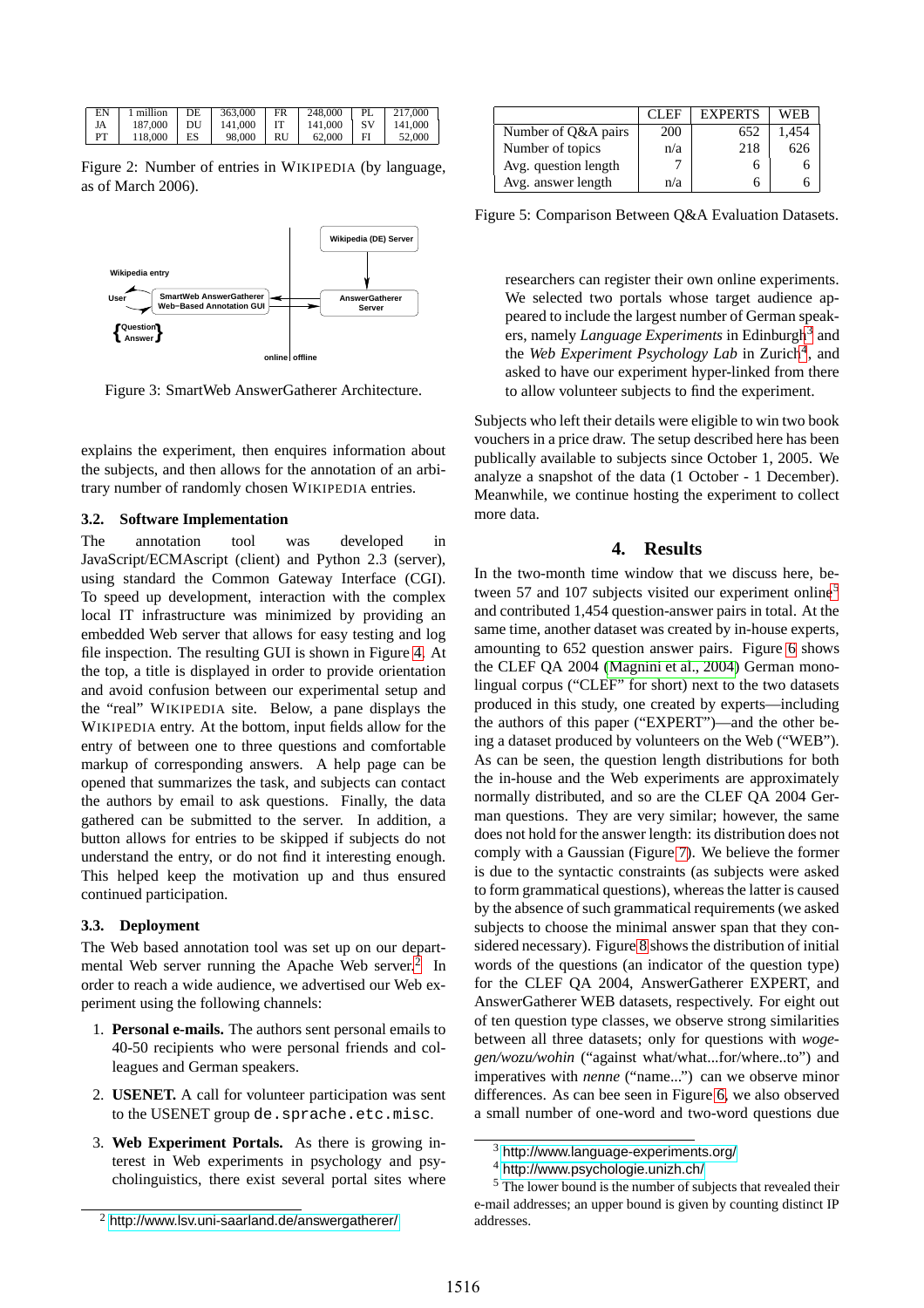| EN | 1 million | DE | 363,000 | FR | 248,000 | PL | 217,000 |
|---|---|---|---|---|---|---|---|
| JA | 187,000 | DU | 141,000 | IT | 141,000 | SV | 141,000 |
| PT | 118,000 | ES | 98,000 | RU | 62,000 | FI | 52,000 |

Figure 2: Number of entries in WIKIPEDIA (by language, as of March 2006).

Figure 3: SmartWeb AnswerGatherer Architecture.

explains the experiment, then enquires information about the subjects, and then allows for the annotation of an arbitrary number of randomly chosen WIKIPEDIA entries.

### 3.2. Software Implementation

The annotation tool was developed in JavaScript/ECMAscript (client) and Python 2.3 (server), using standard the Common Gateway Interface (CGI). To speed up development, interaction with the complex local IT infrastructure was minimized by providing an embedded Web server that allows for easy testing and log file inspection. The resulting GUI is shown in Figure 4. At the top, a title is displayed in order to provide orientation and avoid confusion between our experimental setup and the "real" WIKIPEDIA site. Below, a pane displays the WIKIPEDIA entry. At the bottom, input fields allow for the entry of between one to three questions and comfortable markup of corresponding answers. A help page can be opened that summarizes the task, and subjects can contact the authors by email to ask questions. Finally, the data gathered can be submitted to the server. In addition, a button allows for entries to be skipped if subjects do not understand the entry, or do not find it interesting enough. This helped keep the motivation up and thus ensured continued participation.

### 3.3. Deployment

The Web based annotation tool was set up on our departmental Web server running the Apache Web server.[2] In order to reach a wide audience, we advertised our Web experiment using the following channels:

1. **Personal e-mails.** The authors sent personal emails to 40-50 recipients who were personal friends and colleagues and German speakers.
2. **USENET.** A call for volunteer participation was sent to the USENET group `de.sprache.etc.misc`.
3. **Web Experiment Portals.** As there is growing interest in Web experiments in psychology and psycholinguistics, there exist several portal sites where researchers can register their own online experiments. We selected two portals whose target audience appeared to include the largest number of German speakers, namely *Language Experiments* in Edinburgh[3] and the *Web Experiment Psychology Lab* in Zurich[4], and asked to have our experiment hyper-linked from there to allow volunteer subjects to find the experiment.

|  | CLEF | EXPERTS | WEB |
|---|---|---|---|
| Number of Q&A pairs | 200 | 652 | 1,454 |
| Number of topics | n/a | 218 | 626 |
| Avg. question length | 7 | 6 | 6 |
| Avg. answer length | n/a | 6 | 6 |

Figure 5: Comparison Between Q&A Evaluation Datasets.

Subjects who left their details were eligible to win two book vouchers in a price draw. The setup described here has been publically available to subjects since October 1, 2005. We analyze a snapshot of the data (1 October - 1 December). Meanwhile, we continue hosting the experiment to collect more data.

## 4. Results

In the two-month time window that we discuss here, between 57 and 107 subjects visited our experiment online[5] and contributed 1,454 question-answer pairs in total. At the same time, another dataset was created by in-house experts, amounting to 652 question answer pairs. Figure 6 shows the CLEF QA 2004 (Magnini et al., 2004) German monolingual corpus ("CLEF" for short) next to the two datasets produced in this study, one created by experts—including the authors of this paper ("EXPERT")—and the other being a dataset produced by volunteers on the Web ("WEB"). As can be seen, the question length distributions for both the in-house and the Web experiments are approximately normally distributed, and so are the CLEF QA 2004 German questions. They are very similar; however, the same does not hold for the answer length: its distribution does not comply with a Gaussian (Figure 7). We believe the former is due to the syntactic constraints (as subjects were asked to form grammatical questions), whereas the latter is caused by the absence of such grammatical requirements (we asked subjects to choose the minimal answer span that they considered necessary). Figure 8 shows the distribution of initial words of the questions (an indicator of the question type) for the CLEF QA 2004, AnswerGatherer EXPERT, and AnswerGatherer WEB datasets, respectively. For eight out of ten question type classes, we observe strong similarities between all three datasets; only for questions with *wogegen/wozu/wohin* ("against what/what...for/where..to") and imperatives with *nenne* ("name...") can we observe minor differences. As can bee seen in Figure 6, we also observed a small number of one-word and two-word questions due

[2] http://www.lsv.uni-saarland.de/answergatherer/

[3] http://www.language-experiments.org/

[4] http://www.psychologie.unizh.ch/

[5] The lower bound is the number of subjects that revealed their e-mail addresses; an upper bound is given by counting distinct IP addresses.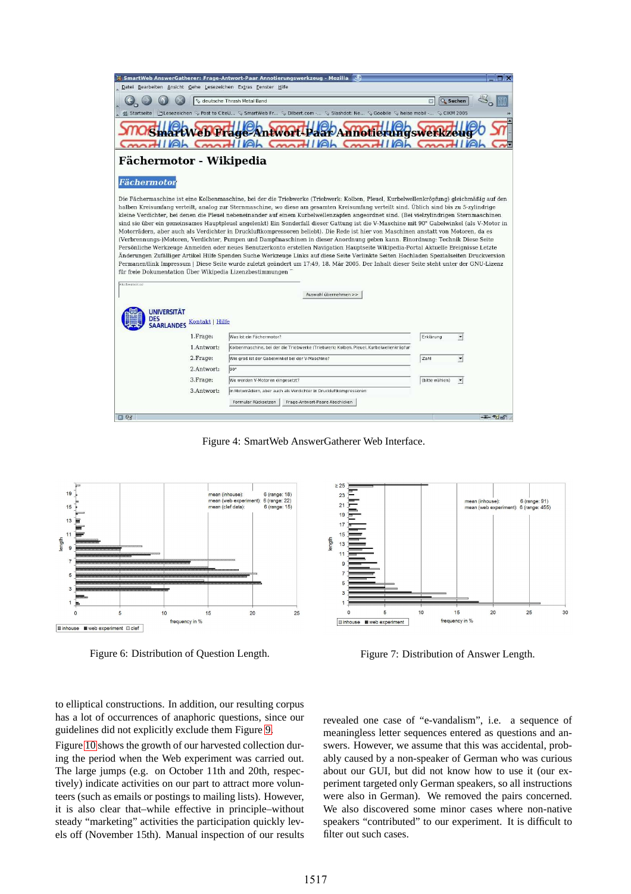Figure 4: SmartWeb AnswerGatherer Web Interface.

Figure 6: Distribution of Question Length.

Figure 7: Distribution of Answer Length.

to elliptical constructions. In addition, our resulting corpus has a lot of occurrences of anaphoric questions, since our guidelines did not explicitly exclude them Figure 9.

Figure 10 shows the growth of our harvested collection during the period when the Web experiment was carried out. The large jumps (e.g. on October 11th and 20th, respectively) indicate activities on our part to attract more volunteers (such as emails or postings to mailing lists). However, it is also clear that–while effective in principle–without steady "marketing" activities the participation quickly levels off (November 15th). Manual inspection of our results revealed one case of "e-vandalism", i.e. a sequence of meaningless letter sequences entered as questions and answers. However, we assume that this was accidental, probably caused by a non-speaker of German who was curious about our GUI, but did not know how to use it (our experiment targeted only German speakers, so all instructions were also in German). We removed the pairs concerned. We also discovered some minor cases where non-native speakers "contributed" to our experiment. It is difficult to filter out such cases.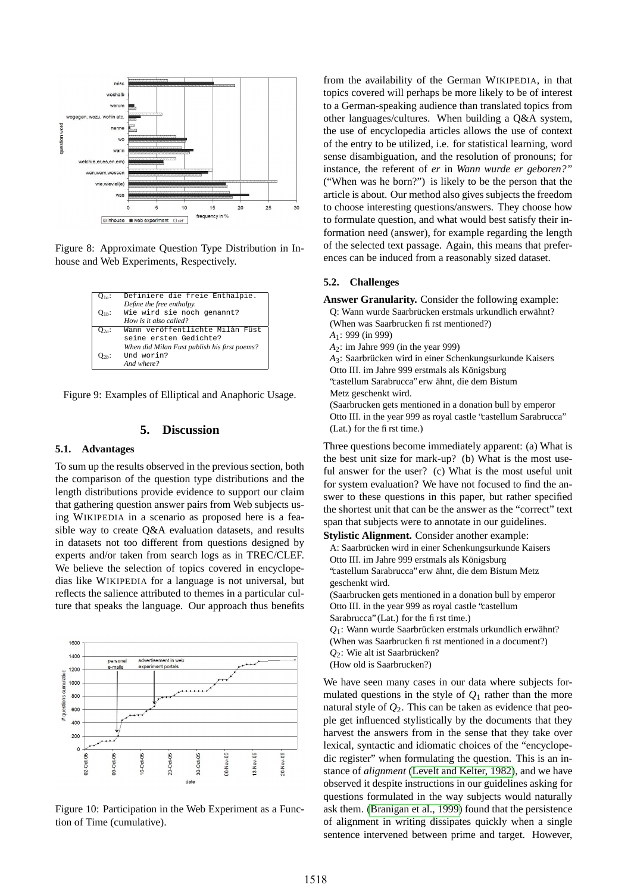Figure 8: Approximate Question Type Distribution in Inhouse and Web Experiments, Respectively.

| | |
|---|---|
| $Q_{1a}$: | Definiere die freie Enthalpie. *Define the free enthalpy.* |
| $Q_{1b}$: | Wie wird sie noch genannt? *How is it also called?* |
| $Q_{2a}$: | Wann veröffentlichte Milán Füst seine ersten Gedichte? *When did Milan Fust publish his first poems?* |
| $Q_{2b}$: | Und worin? *And where?* |

Figure 9: Examples of Elliptical and Anaphoric Usage.

## 5. Discussion

### 5.1. Advantages

To sum up the results observed in the previous section, both the comparison of the question type distributions and the length distributions provide evidence to support our claim that gathering question answer pairs from Web subjects using WIKIPEDIA in a scenario as proposed here is a feasible way to create Q&A evaluation datasets, and results in datasets not too different from questions designed by experts and/or taken from search logs as in TREC/CLEF. We believe the selection of topics covered in encyclopedias like WIKIPEDIA for a language is not universal, but reflects the salience attributed to themes in a particular culture that speaks the language. Our approach thus benefits from the availability of the German WIKIPEDIA, in that topics covered will perhaps be more likely to be of interest to a German-speaking audience than translated topics from other languages/cultures. When building a Q&A system, the use of encyclopedia articles allows the use of context of the entry to be utilized, i.e. for statistical learning, word sense disambiguation, and the resolution of pronouns; for instance, the referent of *er* in *Wann wurde er geboren?"* ("When was he born?") is likely to be the person that the article is about. Our method also gives subjects the freedom to choose interesting questions/answers. They choose how to formulate question, and what would best satisfy their information need (answer), for example regarding the length of the selected text passage. Again, this means that preferences can be induced from a reasonably sized dataset.

Figure 10: Participation in the Web Experiment as a Function of Time (cumulative).

### 5.2. Challenges

**Answer Granularity.** Consider the following example:

Q: Wann wurde Saarbrücken erstmals urkundlich erwähnt?
(When was Saarbrucken first mentioned?)
$A_1$: 999 (in 999)
$A_2$: im Jahre 999 (in the year 999)
$A_3$: Saarbrücken wird in einer Schenkungsurkunde Kaisers Otto III. im Jahre 999 erstmals als Königsburg "castellum Sarabrucca" erwähnt, die dem Bistum Metz geschenkt wird.
(Saarbrucken gets mentioned in a donation bull by emperor Otto III. in the year 999 as royal castle "castellum Sarabrucca" (Lat.) for the first time.)

Three questions become immediately apparent: (a) What is the best unit size for mark-up? (b) What is the most useful answer for the user? (c) What is the most useful unit for system evaluation? We have not focused to find the answer to these questions in this paper, but rather specified the shortest unit that can be the answer as the "correct" text span that subjects were to annotate in our guidelines.

**Stylistic Alignment.** Consider another example:

A: Saarbrücken wird in einer Schenkungsurkunde Kaisers Otto III. im Jahre 999 erstmals als Königsburg "castellum Sarabrucca" erwähnt, die dem Bistum Metz geschenkt wird.
(Saarbrucken gets mentioned in a donation bull by emperor Otto III. in the year 999 as royal castle "castellum Sarabrucca" (Lat.) for the first time.)
$Q_1$: Wann wurde Saarbrücken erstmals urkundlich erwähnt?
(When was Saarbrucken first mentioned in a document?)
$Q_2$: Wie alt ist Saarbrücken?
(How old is Saarbrucken?)

We have seen many cases in our data where subjects formulated questions in the style of $Q_1$ rather than the more natural style of $Q_2$. This can be taken as evidence that people get influenced stylistically by the documents that they harvest the answers from in the sense that they take over lexical, syntactic and idiomatic choices of the "encyclopedic register" when formulating the question. This is an instance of *alignment* (Levelt and Kelter, 1982), and we have observed it despite instructions in our guidelines asking for questions formulated in the way subjects would naturally ask them. (Branigan et al., 1999) found that the persistence of alignment in writing dissipates quickly when a single sentence intervened between prime and target. However,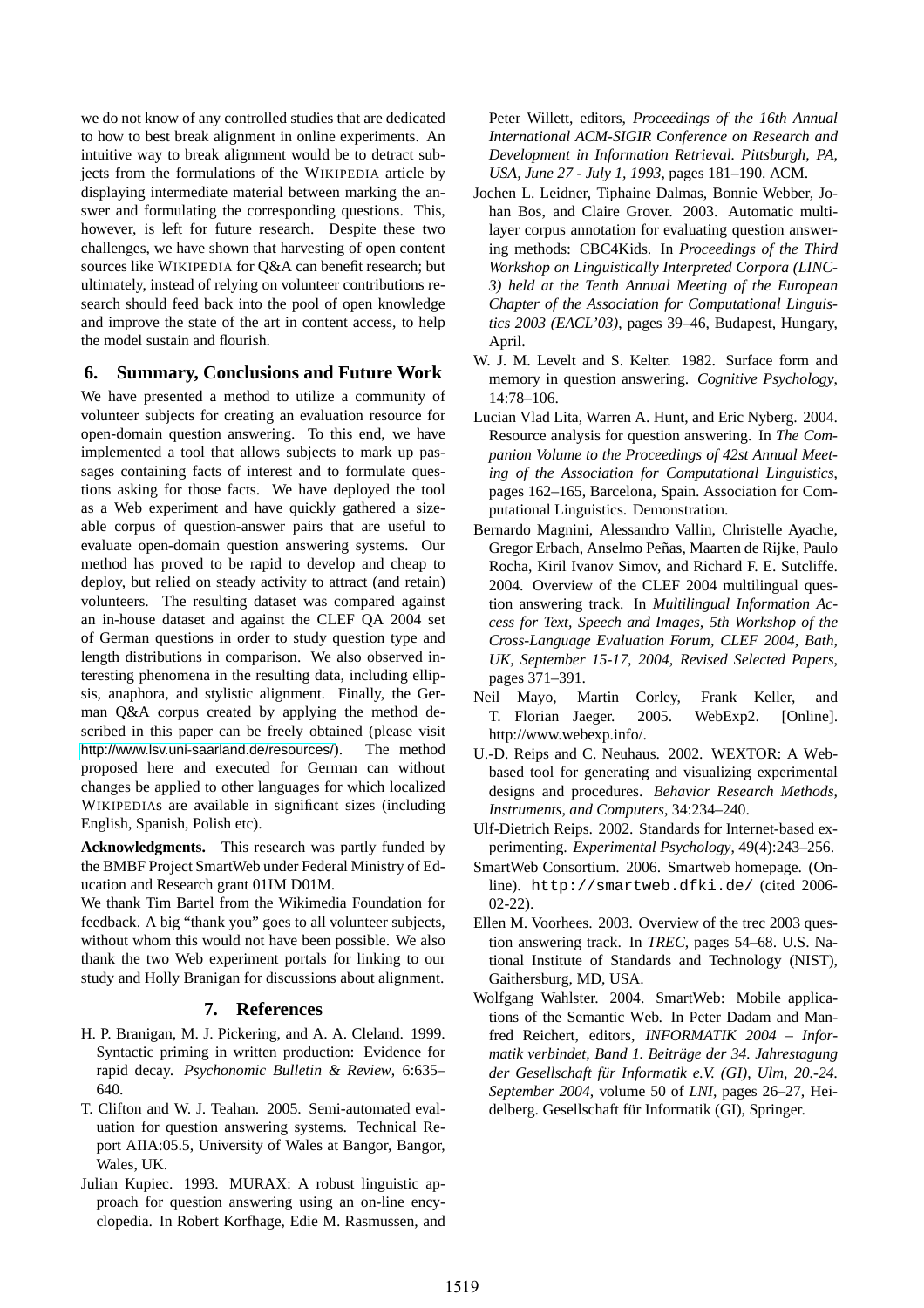we do not know of any controlled studies that are dedicated to how to best break alignment in online experiments. An intuitive way to break alignment would be to detract subjects from the formulations of the WIKIPEDIA article by displaying intermediate material between marking the answer and formulating the corresponding questions. This, however, is left for future research. Despite these two challenges, we have shown that harvesting of open content sources like WIKIPEDIA for Q&A can benefit research; but ultimately, instead of relying on volunteer contributions research should feed back into the pool of open knowledge and improve the state of the art in content access, to help the model sustain and flourish.

## 6. Summary, Conclusions and Future Work

We have presented a method to utilize a community of volunteer subjects for creating an evaluation resource for open-domain question answering. To this end, we have implemented a tool that allows subjects to mark up passages containing facts of interest and to formulate questions asking for those facts. We have deployed the tool as a Web experiment and have quickly gathered a sizeable corpus of question-answer pairs that are useful to evaluate open-domain question answering systems. Our method has proved to be rapid to develop and cheap to deploy, but relied on steady activity to attract (and retain) volunteers. The resulting dataset was compared against an in-house dataset and against the CLEF QA 2004 set of German questions in order to study question type and length distributions in comparison. We also observed interesting phenomena in the resulting data, including ellipsis, anaphora, and stylistic alignment. Finally, the German Q&A corpus created by applying the method described in this paper can be freely obtained (please visit http://www.lsv.uni-saarland.de/resources/). The method proposed here and executed for German can without changes be applied to other languages for which localized WIKIPEDIAs are available in significant sizes (including English, Spanish, Polish etc).

**Acknowledgments.** This research was partly funded by the BMBF Project SmartWeb under Federal Ministry of Education and Research grant 01IM D01M.

We thank Tim Bartel from the Wikimedia Foundation for feedback. A big "thank you" goes to all volunteer subjects, without whom this would not have been possible. We also thank the two Web experiment portals for linking to our study and Holly Branigan for discussions about alignment.

## 7. References

H. P. Branigan, M. J. Pickering, and A. A. Cleland. 1999. Syntactic priming in written production: Evidence for rapid decay. *Psychonomic Bulletin & Review*, 6:635–640.

T. Clifton and W. J. Teahan. 2005. Semi-automated evaluation for question answering systems. Technical Report AIIA:05.5, University of Wales at Bangor, Bangor, Wales, UK.

Julian Kupiec. 1993. MURAX: A robust linguistic approach for question answering using an on-line encyclopedia. In Robert Korfhage, Edie M. Rasmussen, and Peter Willett, editors, *Proceedings of the 16th Annual International ACM-SIGIR Conference on Research and Development in Information Retrieval. Pittsburgh, PA, USA, June 27 - July 1, 1993*, pages 181–190. ACM.

Jochen L. Leidner, Tiphaine Dalmas, Bonnie Webber, Johan Bos, and Claire Grover. 2003. Automatic multi-layer corpus annotation for evaluating question answering methods: CBC4Kids. In *Proceedings of the Third Workshop on Linguistically Interpreted Corpora (LINC-3) held at the Tenth Annual Meeting of the European Chapter of the Association for Computational Linguistics 2003 (EACL'03)*, pages 39–46, Budapest, Hungary, April.

W. J. M. Levelt and S. Kelter. 1982. Surface form and memory in question answering. *Cognitive Psychology*, 14:78–106.

Lucian Vlad Lita, Warren A. Hunt, and Eric Nyberg. 2004. Resource analysis for question answering. In *The Companion Volume to the Proceedings of 42st Annual Meeting of the Association for Computational Linguistics*, pages 162–165, Barcelona, Spain. Association for Computational Linguistics. Demonstration.

Bernardo Magnini, Alessandro Vallin, Christelle Ayache, Gregor Erbach, Anselmo Peñas, Maarten de Rijke, Paulo Rocha, Kiril Ivanov Simov, and Richard F. E. Sutcliffe. 2004. Overview of the CLEF 2004 multilingual question answering track. In *Multilingual Information Access for Text, Speech and Images, 5th Workshop of the Cross-Language Evaluation Forum, CLEF 2004, Bath, UK, September 15-17, 2004, Revised Selected Papers*, pages 371–391.

Neil Mayo, Martin Corley, Frank Keller, and T. Florian Jaeger. 2005. WebExp2. [Online]. http://www.webexp.info/.

U.-D. Reips and C. Neuhaus. 2002. WEXTOR: A Web-based tool for generating and visualizing experimental designs and procedures. *Behavior Research Methods, Instruments, and Computers*, 34:234–240.

Ulf-Dietrich Reips. 2002. Standards for Internet-based experimenting. *Experimental Psychology*, 49(4):243–256.

SmartWeb Consortium. 2006. Smartweb homepage. (Online). `http://smartweb.dfki.de/` (cited 2006-02-22).

Ellen M. Voorhees. 2003. Overview of the trec 2003 question answering track. In *TREC*, pages 54–68. U.S. National Institute of Standards and Technology (NIST), Gaithersburg, MD, USA.

Wolfgang Wahlster. 2004. SmartWeb: Mobile applications of the Semantic Web. In Peter Dadam and Manfred Reichert, editors, *INFORMATIK 2004 – Informatik verbindet, Band 1. Beiträge der 34. Jahrestagung der Gesellschaft für Informatik e.V. (GI), Ulm, 20.-24. September 2004*, volume 50 of *LNI*, pages 26–27, Heidelberg. Gesellschaft für Informatik (GI), Springer.